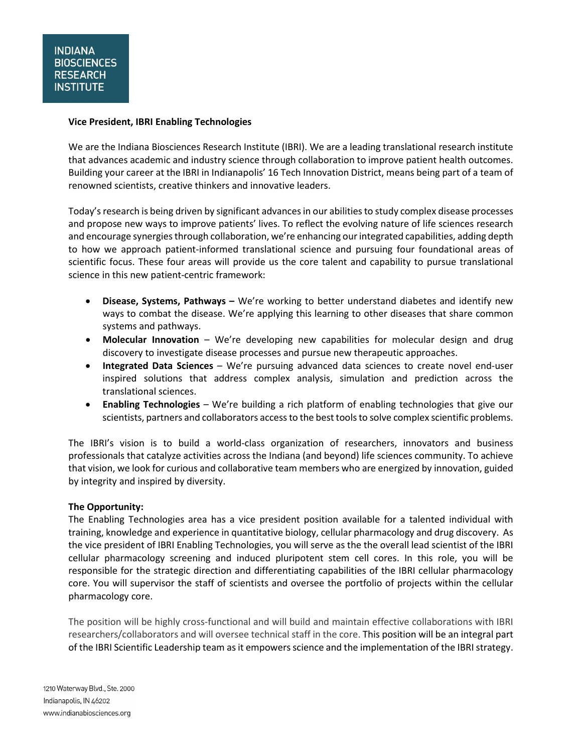INDIANA BIOSCIENCES RESEARCH INSTITUTE

**Vice President, IBRI Enabling Technologies**

We are the Indiana Biosciences Research Institute (IBRI). We are a leading translational research institute that advances academic and industry science through collaboration to improve patient health outcomes. Building your career at the IBRI in Indianapolis' 16 Tech Innovation District, means being part of a team of renowned scientists, creative thinkers and innovative leaders.

Today's research is being driven by significant advances in our abilities to study complex disease processes and propose new ways to improve patients' lives. To reflect the evolving nature of life sciences research and encourage synergies through collaboration, we're enhancing our integrated capabilities, adding depth to how we approach patient-informed translational science and pursuing four foundational areas of scientific focus. These four areas will provide us the core talent and capability to pursue translational science in this new patient-centric framework:

- **Disease, Systems, Pathways –** We're working to better understand diabetes and identify new ways to combat the disease. We're applying this learning to other diseases that share common systems and pathways.
- **Molecular Innovation** – We're developing new capabilities for molecular design and drug discovery to investigate disease processes and pursue new therapeutic approaches.
- **Integrated Data Sciences** – We're pursuing advanced data sciences to create novel end-user inspired solutions that address complex analysis, simulation and prediction across the translational sciences.
- **Enabling Technologies** – We're building a rich platform of enabling technologies that give our scientists, partners and collaborators access to the best tools to solve complex scientific problems.

The IBRI's vision is to build a world-class organization of researchers, innovators and business professionals that catalyze activities across the Indiana (and beyond) life sciences community. To achieve that vision, we look for curious and collaborative team members who are energized by innovation, guided by integrity and inspired by diversity.

**The Opportunity:**
The Enabling Technologies area has a vice president position available for a talented individual with training, knowledge and experience in quantitative biology, cellular pharmacology and drug discovery. As the vice president of IBRI Enabling Technologies, you will serve as the the overall lead scientist of the IBRI cellular pharmacology screening and induced pluripotent stem cell cores. In this role, you will be responsible for the strategic direction and differentiating capabilities of the IBRI cellular pharmacology core. You will supervisor the staff of scientists and oversee the portfolio of projects within the cellular pharmacology core.

The position will be highly cross-functional and will build and maintain effective collaborations with IBRI researchers/collaborators and will oversee technical staff in the core. This position will be an integral part of the IBRI Scientific Leadership team as it empowers science and the implementation of the IBRI strategy.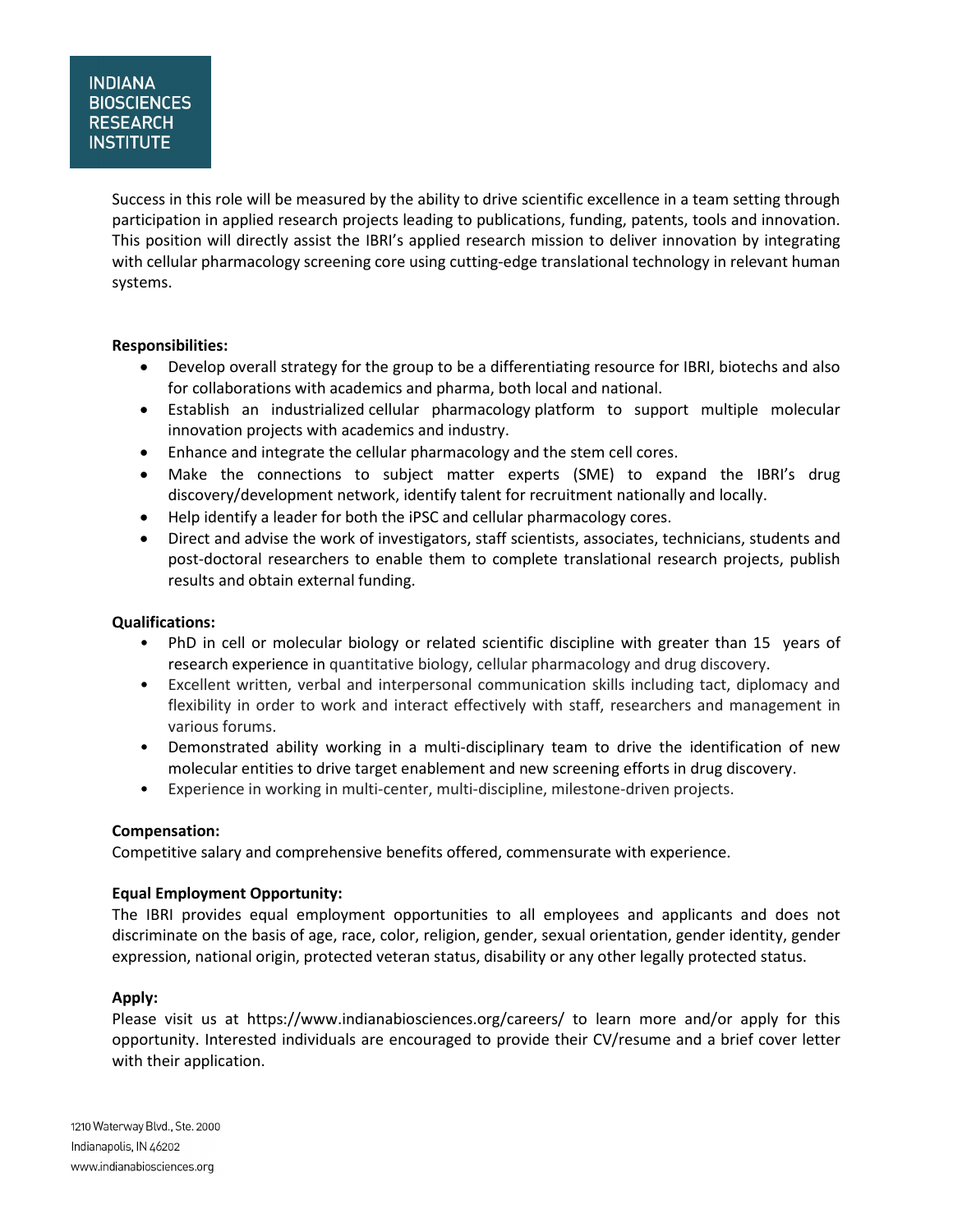**INDIANA BIOSCIENCES RESEARCH INSTITUTE**

Success in this role will be measured by the ability to drive scientific excellence in a team setting through participation in applied research projects leading to publications, funding, patents, tools and innovation. This position will directly assist the IBRI's applied research mission to deliver innovation by integrating with cellular pharmacology screening core using cutting-edge translational technology in relevant human systems.

**Responsibilities:**

- Develop overall strategy for the group to be a differentiating resource for IBRI, biotechs and also for collaborations with academics and pharma, both local and national.
- Establish an industrialized cellular pharmacology platform to support multiple molecular innovation projects with academics and industry.
- Enhance and integrate the cellular pharmacology and the stem cell cores.
- Make the connections to subject matter experts (SME) to expand the IBRI's drug discovery/development network, identify talent for recruitment nationally and locally.
- Help identify a leader for both the iPSC and cellular pharmacology cores.
- Direct and advise the work of investigators, staff scientists, associates, technicians, students and post-doctoral researchers to enable them to complete translational research projects, publish results and obtain external funding.

**Qualifications:**

- PhD in cell or molecular biology or related scientific discipline with greater than 15 years of research experience in quantitative biology, cellular pharmacology and drug discovery.
- Excellent written, verbal and interpersonal communication skills including tact, diplomacy and flexibility in order to work and interact effectively with staff, researchers and management in various forums.
- Demonstrated ability working in a multi-disciplinary team to drive the identification of new molecular entities to drive target enablement and new screening efforts in drug discovery.
- Experience in working in multi-center, multi-discipline, milestone-driven projects.

**Compensation:**

Competitive salary and comprehensive benefits offered, commensurate with experience.

**Equal Employment Opportunity:**

The IBRI provides equal employment opportunities to all employees and applicants and does not discriminate on the basis of age, race, color, religion, gender, sexual orientation, gender identity, gender expression, national origin, protected veteran status, disability or any other legally protected status.

**Apply:**

Please visit us at https://www.indianabiosciences.org/careers/ to learn more and/or apply for this opportunity. Interested individuals are encouraged to provide their CV/resume and a brief cover letter with their application.

1210 Waterway Blvd., Ste. 2000
Indianapolis, IN 46202
www.indianabiosciences.org